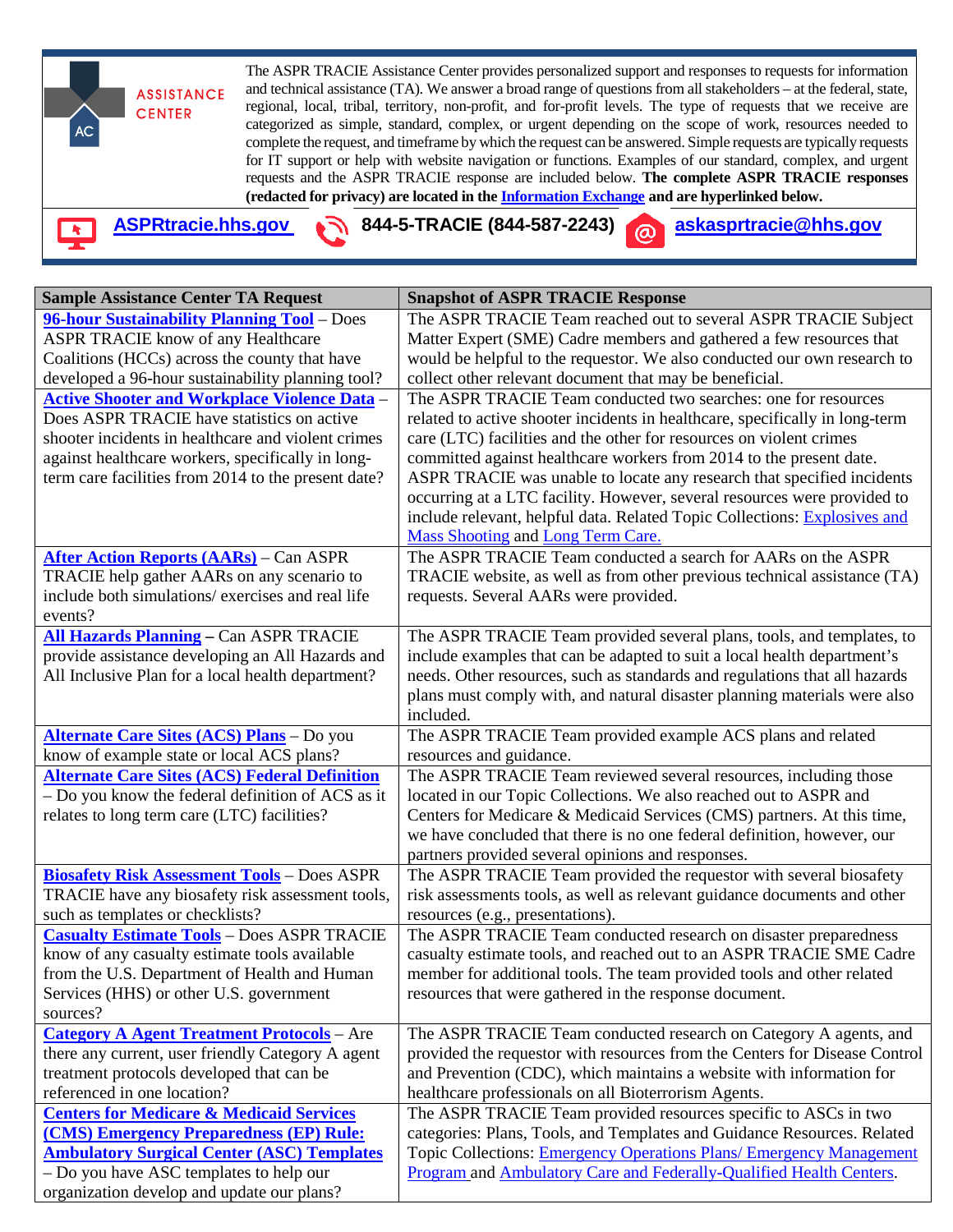ASSISTANCE CENTER

The ASPR TRACIE Assistance Center provides personalized support and responses to requests for information and technical assistance (TA). We answer a broad range of questions from all stakeholders – at the federal, state, regional, local, tribal, territory, non-profit, and for-profit levels. The type of requests that we receive are categorized as simple, standard, complex, or urgent depending on the scope of work, resources needed to complete the request, and timeframe by which the request can be answered. Simple requests are typically requests for IT support or help with website navigation or functions. Examples of our standard, complex, and urgent requests and the ASPR TRACIE response are included below. **The complete ASPR TRACIE responses (redacted for privacy) are located in the [Information Exchange](#) and are hyperlinked below.**

[ASPRtracie.hhs.gov](#) 844-5-TRACIE (844-587-2243) [askasprtracie@hhs.gov](#)

| Sample Assistance Center TA Request | Snapshot of ASPR TRACIE Response |
|---|---|
| **[96-hour Sustainability Planning Tool](#)** – Does ASPR TRACIE know of any Healthcare Coalitions (HCCs) across the county that have developed a 96-hour sustainability planning tool? | The ASPR TRACIE Team reached out to several ASPR TRACIE Subject Matter Expert (SME) Cadre members and gathered a few resources that would be helpful to the requestor. We also conducted our own research to collect other relevant document that may be beneficial. |
| **[Active Shooter and Workplace Violence Data](#)** – Does ASPR TRACIE have statistics on active shooter incidents in healthcare and violent crimes against healthcare workers, specifically in long-term care facilities from 2014 to the present date? | The ASPR TRACIE Team conducted two searches: one for resources related to active shooter incidents in healthcare, specifically in long-term care (LTC) facilities and the other for resources on violent crimes committed against healthcare workers from 2014 to the present date. ASPR TRACIE was unable to locate any research that specified incidents occurring at a LTC facility. However, several resources were provided to include relevant, helpful data. Related Topic Collections: [Explosives and Mass Shooting](#) and [Long Term Care.](#) |
| **[After Action Reports (AARs)](#)** – Can ASPR TRACIE help gather AARs on any scenario to include both simulations/ exercises and real life events? | The ASPR TRACIE Team conducted a search for AARs on the ASPR TRACIE website, as well as from other previous technical assistance (TA) requests. Several AARs were provided. |
| **[All Hazards Planning](#) –** Can ASPR TRACIE provide assistance developing an All Hazards and All Inclusive Plan for a local health department? | The ASPR TRACIE Team provided several plans, tools, and templates, to include examples that can be adapted to suit a local health department's needs. Other resources, such as standards and regulations that all hazards plans must comply with, and natural disaster planning materials were also included. |
| **[Alternate Care Sites (ACS) Plans](#)** – Do you know of example state or local ACS plans? | The ASPR TRACIE Team provided example ACS plans and related resources and guidance. |
| **[Alternate Care Sites (ACS) Federal Definition](#)** – Do you know the federal definition of ACS as it relates to long term care (LTC) facilities? | The ASPR TRACIE Team reviewed several resources, including those located in our Topic Collections. We also reached out to ASPR and Centers for Medicare & Medicaid Services (CMS) partners. At this time, we have concluded that there is no one federal definition, however, our partners provided several opinions and responses. |
| **[Biosafety Risk Assessment Tools](#)** – Does ASPR TRACIE have any biosafety risk assessment tools, such as templates or checklists? | The ASPR TRACIE Team provided the requestor with several biosafety risk assessments tools, as well as relevant guidance documents and other resources (e.g., presentations). |
| **[Casualty Estimate Tools](#)** – Does ASPR TRACIE know of any casualty estimate tools available from the U.S. Department of Health and Human Services (HHS) or other U.S. government sources? | The ASPR TRACIE Team conducted research on disaster preparedness casualty estimate tools, and reached out to an ASPR TRACIE SME Cadre member for additional tools. The team provided tools and other related resources that were gathered in the response document. |
| **[Category A Agent Treatment Protocols](#)** – Are there any current, user friendly Category A agent treatment protocols developed that can be referenced in one location? | The ASPR TRACIE Team conducted research on Category A agents, and provided the requestor with resources from the Centers for Disease Control and Prevention (CDC), which maintains a website with information for healthcare professionals on all Bioterrorism Agents. |
| **[Centers for Medicare & Medicaid Services (CMS) Emergency Preparedness (EP) Rule: Ambulatory Surgical Center (ASC) Templates](#)** – Do you have ASC templates to help our organization develop and update our plans? | The ASPR TRACIE Team provided resources specific to ASCs in two categories: Plans, Tools, and Templates and Guidance Resources. Related Topic Collections: [Emergency Operations Plans/ Emergency Management Program](#) and [Ambulatory Care and Federally-Qualified Health Centers](#). |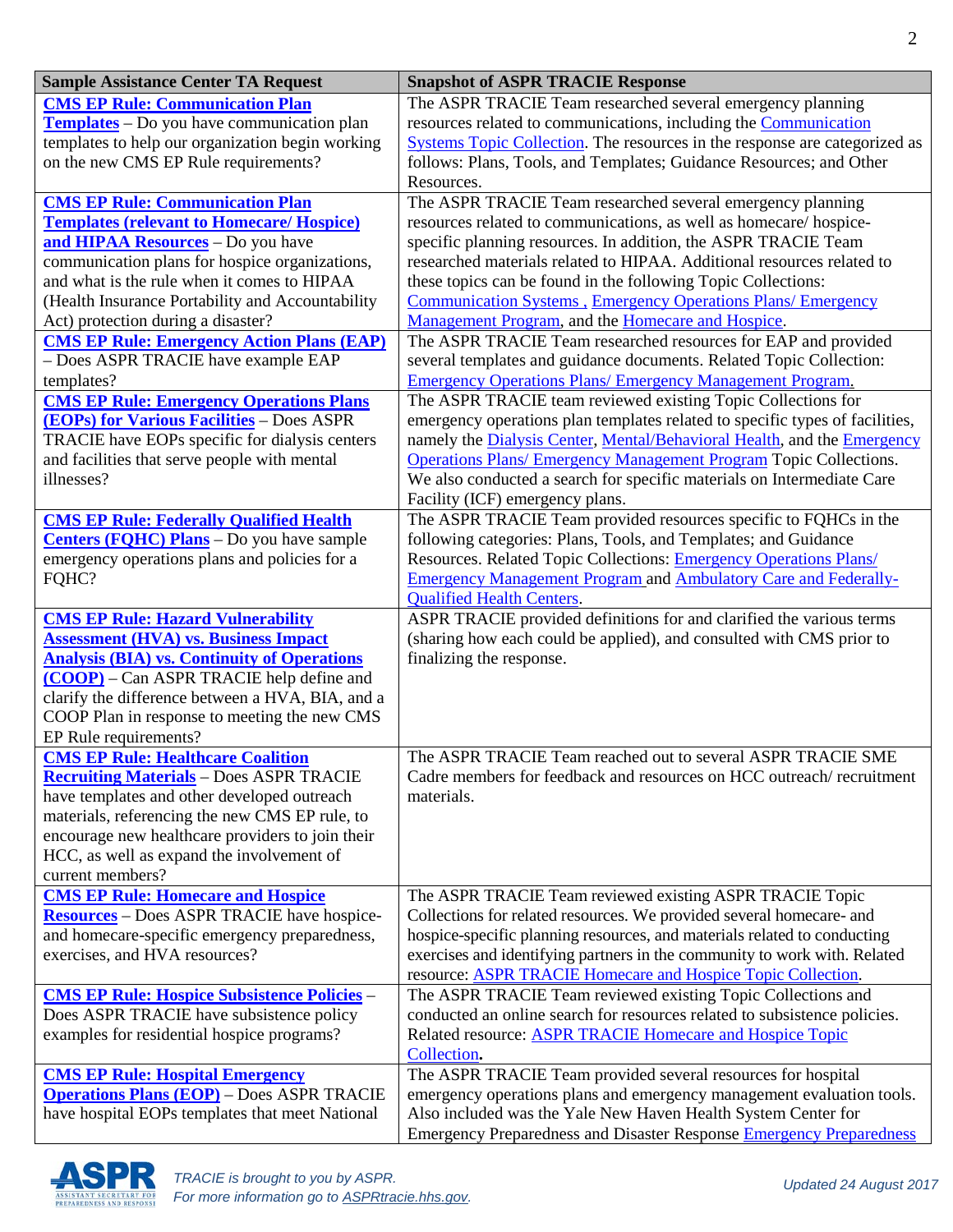| Sample Assistance Center TA Request | Snapshot of ASPR TRACIE Response |
|---|---|
| **CMS EP Rule: Communication Plan Templates** – Do you have communication plan templates to help our organization begin working on the new CMS EP Rule requirements? | The ASPR TRACIE Team researched several emergency planning resources related to communications, including the Communication Systems Topic Collection. The resources in the response are categorized as follows: Plans, Tools, and Templates; Guidance Resources; and Other Resources. |
| **CMS EP Rule: Communication Plan Templates (relevant to Homecare/ Hospice) and HIPAA Resources** – Do you have communication plans for hospice organizations, and what is the rule when it comes to HIPAA (Health Insurance Portability and Accountability Act) protection during a disaster? | The ASPR TRACIE Team researched several emergency planning resources related to communications, as well as homecare/ hospice-specific planning resources. In addition, the ASPR TRACIE Team researched materials related to HIPAA. Additional resources related to these topics can be found in the following Topic Collections: Communication Systems , Emergency Operations Plans/ Emergency Management Program, and the Homecare and Hospice. |
| **CMS EP Rule: Emergency Action Plans (EAP)** – Does ASPR TRACIE have example EAP templates? | The ASPR TRACIE Team researched resources for EAP and provided several templates and guidance documents. Related Topic Collection: Emergency Operations Plans/ Emergency Management Program. |
| **CMS EP Rule: Emergency Operations Plans (EOPs) for Various Facilities** – Does ASPR TRACIE have EOPs specific for dialysis centers and facilities that serve people with mental illnesses? | The ASPR TRACIE team reviewed existing Topic Collections for emergency operations plan templates related to specific types of facilities, namely the Dialysis Center, Mental/Behavioral Health, and the Emergency Operations Plans/ Emergency Management Program Topic Collections. We also conducted a search for specific materials on Intermediate Care Facility (ICF) emergency plans. |
| **CMS EP Rule: Federally Qualified Health Centers (FQHC) Plans** – Do you have sample emergency operations plans and policies for a FQHC? | The ASPR TRACIE Team provided resources specific to FQHCs in the following categories: Plans, Tools, and Templates; and Guidance Resources. Related Topic Collections: Emergency Operations Plans/ Emergency Management Program and Ambulatory Care and Federally-Qualified Health Centers. |
| **CMS EP Rule: Hazard Vulnerability Assessment (HVA) vs. Business Impact Analysis (BIA) vs. Continuity of Operations (COOP)** – Can ASPR TRACIE help define and clarify the difference between a HVA, BIA, and a COOP Plan in response to meeting the new CMS EP Rule requirements? | ASPR TRACIE provided definitions for and clarified the various terms (sharing how each could be applied), and consulted with CMS prior to finalizing the response. |
| **CMS EP Rule: Healthcare Coalition Recruiting Materials** – Does ASPR TRACIE have templates and other developed outreach materials, referencing the new CMS EP rule, to encourage new healthcare providers to join their HCC, as well as expand the involvement of current members? | The ASPR TRACIE Team reached out to several ASPR TRACIE SME Cadre members for feedback and resources on HCC outreach/ recruitment materials. |
| **CMS EP Rule: Homecare and Hospice Resources** – Does ASPR TRACIE have hospice- and homecare-specific emergency preparedness, exercises, and HVA resources? | The ASPR TRACIE Team reviewed existing ASPR TRACIE Topic Collections for related resources. We provided several homecare- and hospice-specific planning resources, and materials related to conducting exercises and identifying partners in the community to work with. Related resource: ASPR TRACIE Homecare and Hospice Topic Collection. |
| **CMS EP Rule: Hospice Subsistence Policies** – Does ASPR TRACIE have subsistence policy examples for residential hospice programs? | The ASPR TRACIE Team reviewed existing Topic Collections and conducted an online search for resources related to subsistence policies. Related resource: ASPR TRACIE Homecare and Hospice Topic Collection. |
| **CMS EP Rule: Hospital Emergency Operations Plans (EOP)** – Does ASPR TRACIE have hospital EOPs templates that meet National | The ASPR TRACIE Team provided several resources for hospital emergency operations plans and emergency management evaluation tools. Also included was the Yale New Haven Health System Center for Emergency Preparedness and Disaster Response Emergency Preparedness |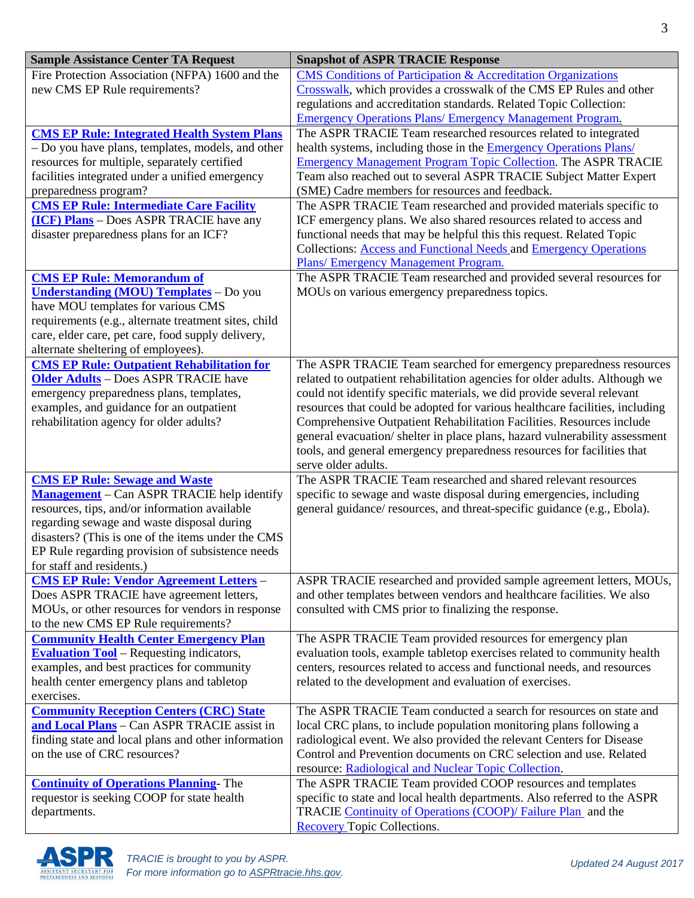| Sample Assistance Center TA Request | Snapshot of ASPR TRACIE Response |
|---|---|
| Fire Protection Association (NFPA) 1600 and the new CMS EP Rule requirements? | CMS Conditions of Participation & Accreditation Organizations Crosswalk, which provides a crosswalk of the CMS EP Rules and other regulations and accreditation standards. Related Topic Collection: Emergency Operations Plans/ Emergency Management Program. |
| **CMS EP Rule: Integrated Health System Plans** – Do you have plans, templates, models, and other resources for multiple, separately certified facilities integrated under a unified emergency preparedness program? | The ASPR TRACIE Team researched resources related to integrated health systems, including those in the Emergency Operations Plans/ Emergency Management Program Topic Collection. The ASPR TRACIE Team also reached out to several ASPR TRACIE Subject Matter Expert (SME) Cadre members for resources and feedback. |
| **CMS EP Rule: Intermediate Care Facility (ICF) Plans** – Does ASPR TRACIE have any disaster preparedness plans for an ICF? | The ASPR TRACIE Team researched and provided materials specific to ICF emergency plans. We also shared resources related to access and functional needs that may be helpful this this request. Related Topic Collections: Access and Functional Needs and Emergency Operations Plans/ Emergency Management Program. |
| **CMS EP Rule: Memorandum of Understanding (MOU) Templates** – Do you have MOU templates for various CMS requirements (e.g., alternate treatment sites, child care, elder care, pet care, food supply delivery, alternate sheltering of employees). | The ASPR TRACIE Team researched and provided several resources for MOUs on various emergency preparedness topics. |
| **CMS EP Rule: Outpatient Rehabilitation for Older Adults** – Does ASPR TRACIE have emergency preparedness plans, templates, examples, and guidance for an outpatient rehabilitation agency for older adults? | The ASPR TRACIE Team searched for emergency preparedness resources related to outpatient rehabilitation agencies for older adults. Although we could not identify specific materials, we did provide several relevant resources that could be adopted for various healthcare facilities, including Comprehensive Outpatient Rehabilitation Facilities. Resources include general evacuation/ shelter in place plans, hazard vulnerability assessment tools, and general emergency preparedness resources for facilities that serve older adults. |
| **CMS EP Rule: Sewage and Waste Management** – Can ASPR TRACIE help identify resources, tips, and/or information available regarding sewage and waste disposal during disasters? (This is one of the items under the CMS EP Rule regarding provision of subsistence needs for staff and residents.) | The ASPR TRACIE Team researched and shared relevant resources specific to sewage and waste disposal during emergencies, including general guidance/ resources, and threat-specific guidance (e.g., Ebola). |
| **CMS EP Rule: Vendor Agreement Letters** – Does ASPR TRACIE have agreement letters, MOUs, or other resources for vendors in response to the new CMS EP Rule requirements? | ASPR TRACIE researched and provided sample agreement letters, MOUs, and other templates between vendors and healthcare facilities. We also consulted with CMS prior to finalizing the response. |
| **Community Health Center Emergency Plan Evaluation Tool** – Requesting indicators, examples, and best practices for community health center emergency plans and tabletop exercises. | The ASPR TRACIE Team provided resources for emergency plan evaluation tools, example tabletop exercises related to community health centers, resources related to access and functional needs, and resources related to the development and evaluation of exercises. |
| **Community Reception Centers (CRC) State and Local Plans** – Can ASPR TRACIE assist in finding state and local plans and other information on the use of CRC resources? | The ASPR TRACIE Team conducted a search for resources on state and local CRC plans, to include population monitoring plans following a radiological event. We also provided the relevant Centers for Disease Control and Prevention documents on CRC selection and use. Related resource: Radiological and Nuclear Topic Collection. |
| **Continuity of Operations Planning**- The requestor is seeking COOP for state health departments. | The ASPR TRACIE Team provided COOP resources and templates specific to state and local health departments. Also referred to the ASPR TRACIE Continuity of Operations (COOP)/ Failure Plan and the Recovery Topic Collections. |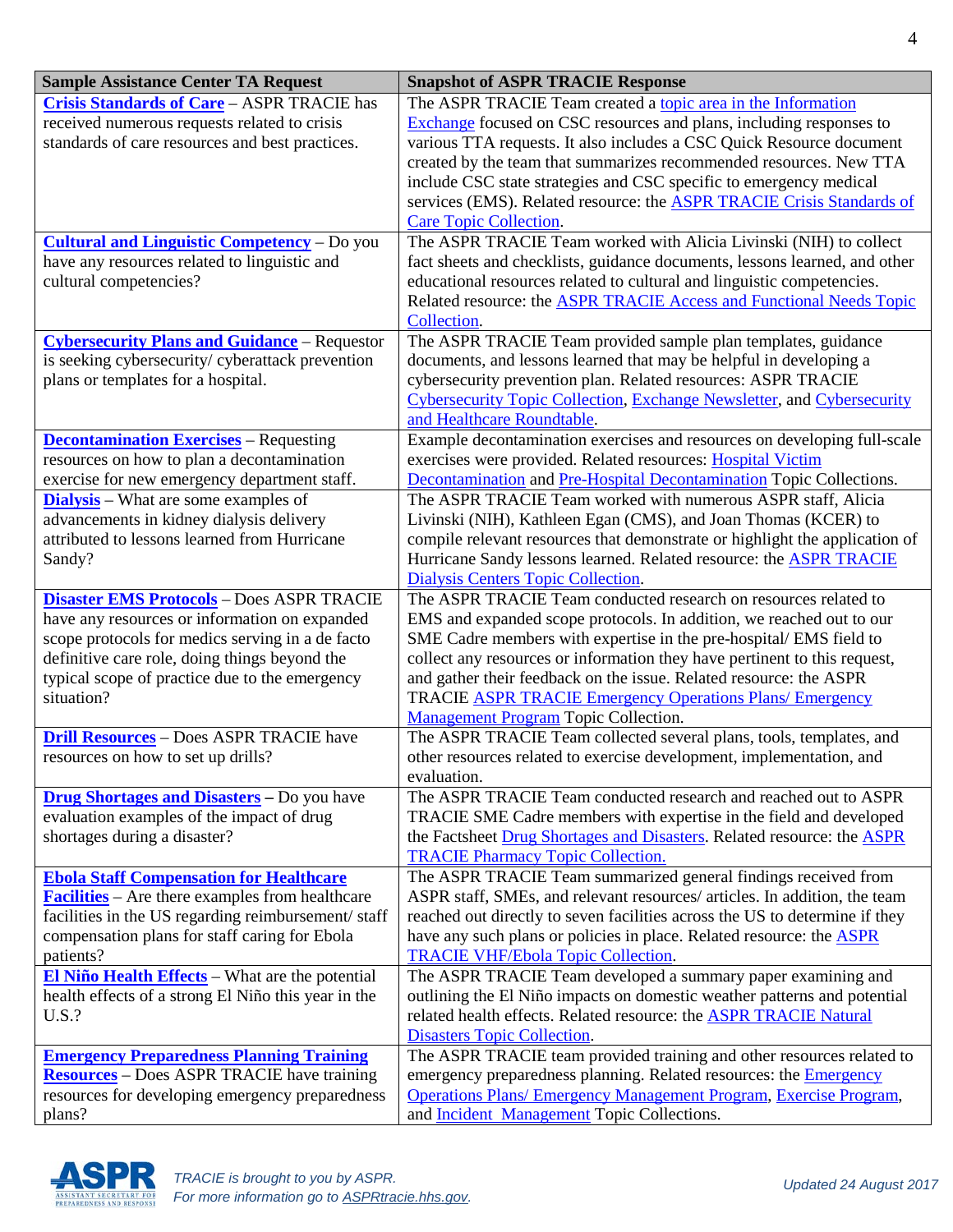| Sample Assistance Center TA Request | Snapshot of ASPR TRACIE Response |
|---|---|
| **Crisis Standards of Care** – ASPR TRACIE has received numerous requests related to crisis standards of care resources and best practices. | The ASPR TRACIE Team created a topic area in the Information Exchange focused on CSC resources and plans, including responses to various TTA requests. It also includes a CSC Quick Resource document created by the team that summarizes recommended resources. New TTA include CSC state strategies and CSC specific to emergency medical services (EMS). Related resource: the ASPR TRACIE Crisis Standards of Care Topic Collection. |
| **Cultural and Linguistic Competency** – Do you have any resources related to linguistic and cultural competencies? | The ASPR TRACIE Team worked with Alicia Livinski (NIH) to collect fact sheets and checklists, guidance documents, lessons learned, and other educational resources related to cultural and linguistic competencies. Related resource: the ASPR TRACIE Access and Functional Needs Topic Collection. |
| **Cybersecurity Plans and Guidance** – Requestor is seeking cybersecurity/ cyberattack prevention plans or templates for a hospital. | The ASPR TRACIE Team provided sample plan templates, guidance documents, and lessons learned that may be helpful in developing a cybersecurity prevention plan. Related resources: ASPR TRACIE Cybersecurity Topic Collection, Exchange Newsletter, and Cybersecurity and Healthcare Roundtable. |
| **Decontamination Exercises** – Requesting resources on how to plan a decontamination exercise for new emergency department staff. | Example decontamination exercises and resources on developing full-scale exercises were provided. Related resources: Hospital Victim Decontamination and Pre-Hospital Decontamination Topic Collections. |
| **Dialysis** – What are some examples of advancements in kidney dialysis delivery attributed to lessons learned from Hurricane Sandy? | The ASPR TRACIE Team worked with numerous ASPR staff, Alicia Livinski (NIH), Kathleen Egan (CMS), and Joan Thomas (KCER) to compile relevant resources that demonstrate or highlight the application of Hurricane Sandy lessons learned. Related resource: the ASPR TRACIE Dialysis Centers Topic Collection. |
| **Disaster EMS Protocols** – Does ASPR TRACIE have any resources or information on expanded scope protocols for medics serving in a de facto definitive care role, doing things beyond the typical scope of practice due to the emergency situation? | The ASPR TRACIE Team conducted research on resources related to EMS and expanded scope protocols. In addition, we reached out to our SME Cadre members with expertise in the pre-hospital/ EMS field to collect any resources or information they have pertinent to this request, and gather their feedback on the issue. Related resource: the ASPR TRACIE ASPR TRACIE Emergency Operations Plans/ Emergency Management Program Topic Collection. |
| **Drill Resources** – Does ASPR TRACIE have resources on how to set up drills? | The ASPR TRACIE Team collected several plans, tools, templates, and other resources related to exercise development, implementation, and evaluation. |
| **Drug Shortages and Disasters** – Do you have evaluation examples of the impact of drug shortages during a disaster? | The ASPR TRACIE Team conducted research and reached out to ASPR TRACIE SME Cadre members with expertise in the field and developed the Factsheet Drug Shortages and Disasters. Related resource: the ASPR TRACIE Pharmacy Topic Collection. |
| **Ebola Staff Compensation for Healthcare Facilities** – Are there examples from healthcare facilities in the US regarding reimbursement/ staff compensation plans for staff caring for Ebola patients? | The ASPR TRACIE Team summarized general findings received from ASPR staff, SMEs, and relevant resources/ articles. In addition, the team reached out directly to seven facilities across the US to determine if they have any such plans or policies in place. Related resource: the ASPR TRACIE VHF/Ebola Topic Collection. |
| **El Niño Health Effects** – What are the potential health effects of a strong El Niño this year in the U.S.? | The ASPR TRACIE Team developed a summary paper examining and outlining the El Niño impacts on domestic weather patterns and potential related health effects. Related resource: the ASPR TRACIE Natural Disasters Topic Collection. |
| **Emergency Preparedness Planning Training Resources** – Does ASPR TRACIE have training resources for developing emergency preparedness plans? | The ASPR TRACIE team provided training and other resources related to emergency preparedness planning. Related resources: the Emergency Operations Plans/ Emergency Management Program, Exercise Program, and Incident Management Topic Collections. |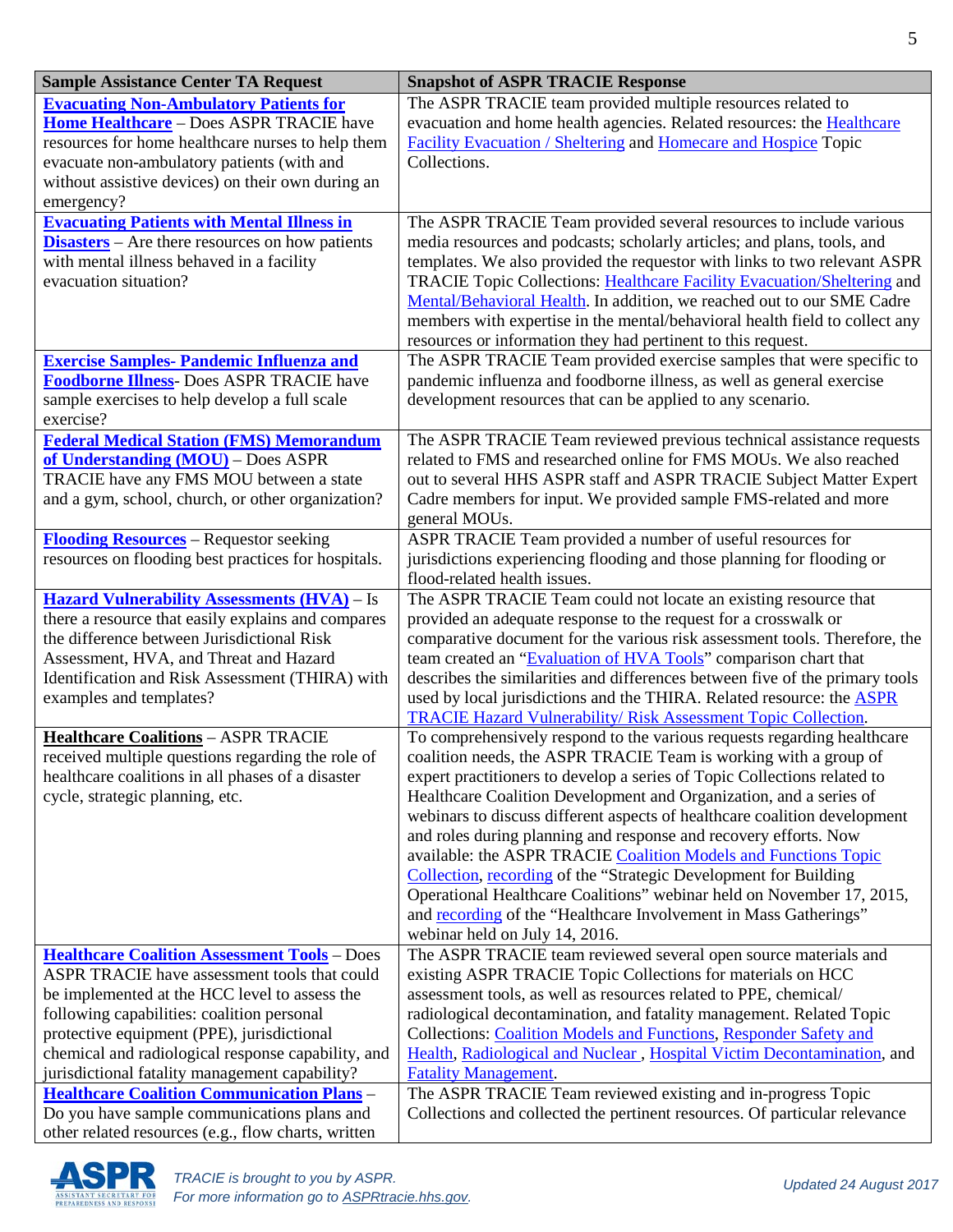| Sample Assistance Center TA Request | Snapshot of ASPR TRACIE Response |
|---|---|
| **Evacuating Non-Ambulatory Patients for Home Healthcare** – Does ASPR TRACIE have resources for home healthcare nurses to help them evacuate non-ambulatory patients (with and without assistive devices) on their own during an emergency? | The ASPR TRACIE team provided multiple resources related to evacuation and home health agencies. Related resources: the Healthcare Facility Evacuation / Sheltering and Homecare and Hospice Topic Collections. |
| **Evacuating Patients with Mental Illness in Disasters** – Are there resources on how patients with mental illness behaved in a facility evacuation situation? | The ASPR TRACIE Team provided several resources to include various media resources and podcasts; scholarly articles; and plans, tools, and templates. We also provided the requestor with links to two relevant ASPR TRACIE Topic Collections: Healthcare Facility Evacuation/Sheltering and Mental/Behavioral Health. In addition, we reached out to our SME Cadre members with expertise in the mental/behavioral health field to collect any resources or information they had pertinent to this request. |
| **Exercise Samples- Pandemic Influenza and Foodborne Illness**- Does ASPR TRACIE have sample exercises to help develop a full scale exercise? | The ASPR TRACIE Team provided exercise samples that were specific to pandemic influenza and foodborne illness, as well as general exercise development resources that can be applied to any scenario. |
| **Federal Medical Station (FMS) Memorandum of Understanding (MOU)** – Does ASPR TRACIE have any FMS MOU between a state and a gym, school, church, or other organization? | The ASPR TRACIE Team reviewed previous technical assistance requests related to FMS and researched online for FMS MOUs. We also reached out to several HHS ASPR staff and ASPR TRACIE Subject Matter Expert Cadre members for input. We provided sample FMS-related and more general MOUs. |
| **Flooding Resources** – Requestor seeking resources on flooding best practices for hospitals. | ASPR TRACIE Team provided a number of useful resources for jurisdictions experiencing flooding and those planning for flooding or flood-related health issues. |
| **Hazard Vulnerability Assessments (HVA)** – Is there a resource that easily explains and compares the difference between Jurisdictional Risk Assessment, HVA, and Threat and Hazard Identification and Risk Assessment (THIRA) with examples and templates? | The ASPR TRACIE Team could not locate an existing resource that provided an adequate response to the request for a crosswalk or comparative document for the various risk assessment tools. Therefore, the team created an "Evaluation of HVA Tools" comparison chart that describes the similarities and differences between five of the primary tools used by local jurisdictions and the THIRA. Related resource: the ASPR TRACIE Hazard Vulnerability/ Risk Assessment Topic Collection. |
| **Healthcare Coalitions** – ASPR TRACIE received multiple questions regarding the role of healthcare coalitions in all phases of a disaster cycle, strategic planning, etc. | To comprehensively respond to the various requests regarding healthcare coalition needs, the ASPR TRACIE Team is working with a group of expert practitioners to develop a series of Topic Collections related to Healthcare Coalition Development and Organization, and a series of webinars to discuss different aspects of healthcare coalition development and roles during planning and response and recovery efforts. Now available: the ASPR TRACIE Coalition Models and Functions Topic Collection, recording of the "Strategic Development for Building Operational Healthcare Coalitions" webinar held on November 17, 2015, and recording of the "Healthcare Involvement in Mass Gatherings" webinar held on July 14, 2016. |
| **Healthcare Coalition Assessment Tools** – Does ASPR TRACIE have assessment tools that could be implemented at the HCC level to assess the following capabilities: coalition personal protective equipment (PPE), jurisdictional chemical and radiological response capability, and jurisdictional fatality management capability? | The ASPR TRACIE team reviewed several open source materials and existing ASPR TRACIE Topic Collections for materials on HCC assessment tools, as well as resources related to PPE, chemical/ radiological decontamination, and fatality management. Related Topic Collections: Coalition Models and Functions, Responder Safety and Health, Radiological and Nuclear , Hospital Victim Decontamination, and Fatality Management. |
| **Healthcare Coalition Communication Plans** – Do you have sample communications plans and other related resources (e.g., flow charts, written | The ASPR TRACIE Team reviewed existing and in-progress Topic Collections and collected the pertinent resources. Of particular relevance |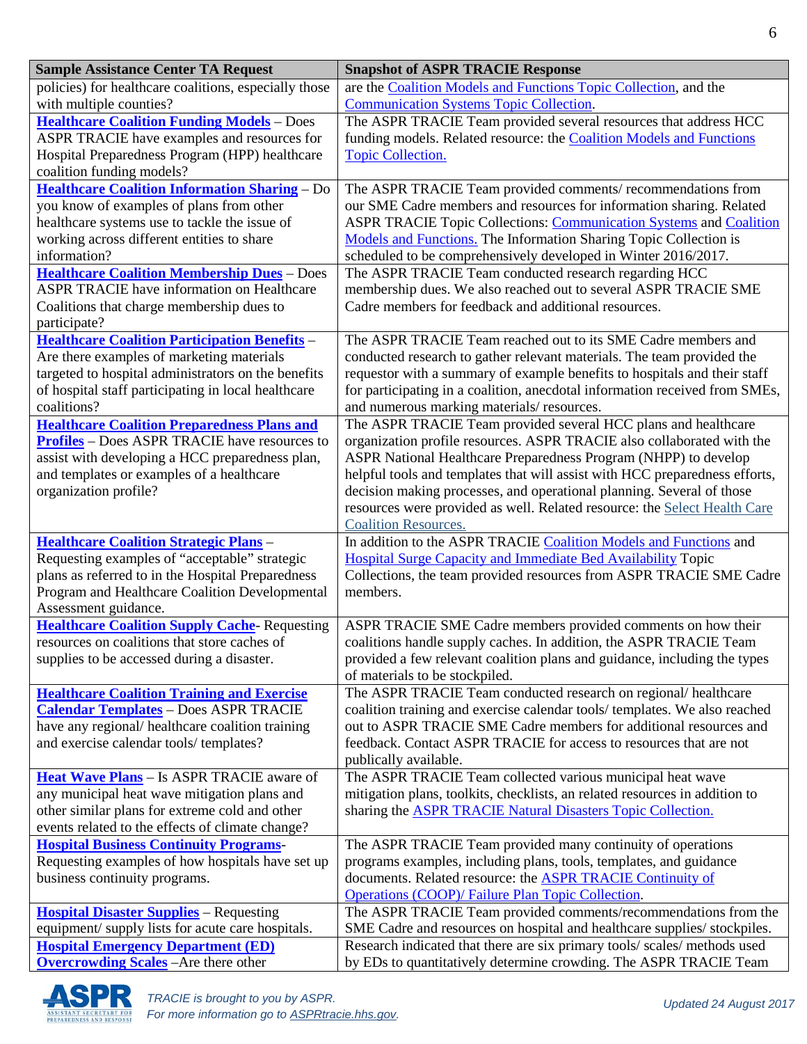| Sample Assistance Center TA Request | Snapshot of ASPR TRACIE Response |
|---|---|
| policies) for healthcare coalitions, especially those with multiple counties? | are the Coalition Models and Functions Topic Collection, and the Communication Systems Topic Collection. |
| **Healthcare Coalition Funding Models** – Does ASPR TRACIE have examples and resources for Hospital Preparedness Program (HPP) healthcare coalition funding models? | The ASPR TRACIE Team provided several resources that address HCC funding models. Related resource: the Coalition Models and Functions Topic Collection. |
| **Healthcare Coalition Information Sharing** – Do you know of examples of plans from other healthcare systems use to tackle the issue of working across different entities to share information? | The ASPR TRACIE Team provided comments/ recommendations from our SME Cadre members and resources for information sharing. Related ASPR TRACIE Topic Collections: Communication Systems and Coalition Models and Functions. The Information Sharing Topic Collection is scheduled to be comprehensively developed in Winter 2016/2017. |
| **Healthcare Coalition Membership Dues** – Does ASPR TRACIE have information on Healthcare Coalitions that charge membership dues to participate? | The ASPR TRACIE Team conducted research regarding HCC membership dues. We also reached out to several ASPR TRACIE SME Cadre members for feedback and additional resources. |
| **Healthcare Coalition Participation Benefits** – Are there examples of marketing materials targeted to hospital administrators on the benefits of hospital staff participating in local healthcare coalitions? | The ASPR TRACIE Team reached out to its SME Cadre members and conducted research to gather relevant materials. The team provided the requestor with a summary of example benefits to hospitals and their staff for participating in a coalition, anecdotal information received from SMEs, and numerous marking materials/ resources. |
| **Healthcare Coalition Preparedness Plans and Profiles** – Does ASPR TRACIE have resources to assist with developing a HCC preparedness plan, and templates or examples of a healthcare organization profile? | The ASPR TRACIE Team provided several HCC plans and healthcare organization profile resources. ASPR TRACIE also collaborated with the ASPR National Healthcare Preparedness Program (NHPP) to develop helpful tools and templates that will assist with HCC preparedness efforts, decision making processes, and operational planning. Several of those resources were provided as well. Related resource: the Select Health Care Coalition Resources. |
| **Healthcare Coalition Strategic Plans** – Requesting examples of "acceptable" strategic plans as referred to in the Hospital Preparedness Program and Healthcare Coalition Developmental Assessment guidance. | In addition to the ASPR TRACIE Coalition Models and Functions and Hospital Surge Capacity and Immediate Bed Availability Topic Collections, the team provided resources from ASPR TRACIE SME Cadre members. |
| **Healthcare Coalition Supply Cache**- Requesting resources on coalitions that store caches of supplies to be accessed during a disaster. | ASPR TRACIE SME Cadre members provided comments on how their coalitions handle supply caches. In addition, the ASPR TRACIE Team provided a few relevant coalition plans and guidance, including the types of materials to be stockpiled. |
| **Healthcare Coalition Training and Exercise Calendar Templates** – Does ASPR TRACIE have any regional/ healthcare coalition training and exercise calendar tools/ templates? | The ASPR TRACIE Team conducted research on regional/ healthcare coalition training and exercise calendar tools/ templates. We also reached out to ASPR TRACIE SME Cadre members for additional resources and feedback. Contact ASPR TRACIE for access to resources that are not publically available. |
| **Heat Wave Plans** – Is ASPR TRACIE aware of any municipal heat wave mitigation plans and other similar plans for extreme cold and other events related to the effects of climate change? | The ASPR TRACIE Team collected various municipal heat wave mitigation plans, toolkits, checklists, an related resources in addition to sharing the ASPR TRACIE Natural Disasters Topic Collection. |
| **Hospital Business Continuity Programs**- Requesting examples of how hospitals have set up business continuity programs. | The ASPR TRACIE Team provided many continuity of operations programs examples, including plans, tools, templates, and guidance documents. Related resource: the ASPR TRACIE Continuity of Operations (COOP)/ Failure Plan Topic Collection. |
| **Hospital Disaster Supplies** – Requesting equipment/ supply lists for acute care hospitals. | The ASPR TRACIE Team provided comments/recommendations from the SME Cadre and resources on hospital and healthcare supplies/ stockpiles. |
| **Hospital Emergency Department (ED) Overcrowding Scales** –Are there other | Research indicated that there are six primary tools/ scales/ methods used by EDs to quantitatively determine crowding. The ASPR TRACIE Team |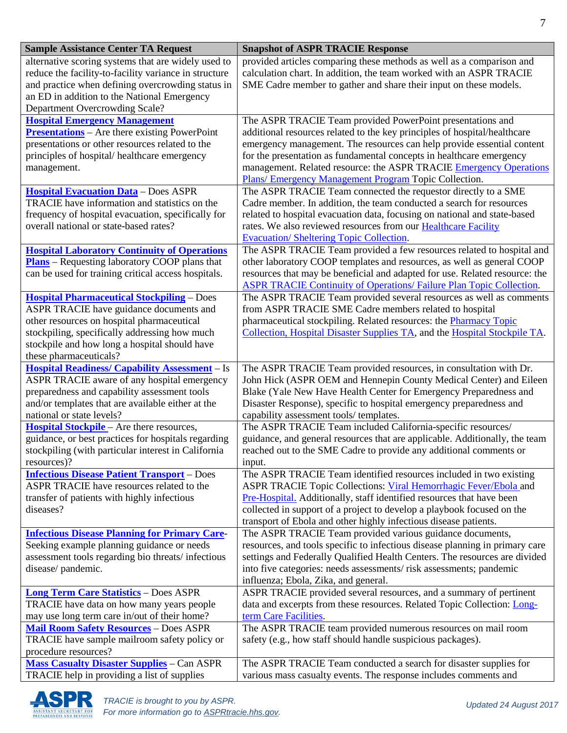| Sample Assistance Center TA Request | Snapshot of ASPR TRACIE Response |
|---|---|
| alternative scoring systems that are widely used to reduce the facility-to-facility variance in structure and practice when defining overcrowding status in an ED in addition to the National Emergency Department Overcrowding Scale? | provided articles comparing these methods as well as a comparison and calculation chart. In addition, the team worked with an ASPR TRACIE SME Cadre member to gather and share their input on these models. |
| **Hospital Emergency Management Presentations** – Are there existing PowerPoint presentations or other resources related to the principles of hospital/ healthcare emergency management. | The ASPR TRACIE Team provided PowerPoint presentations and additional resources related to the key principles of hospital/healthcare emergency management. The resources can help provide essential content for the presentation as fundamental concepts in healthcare emergency management. Related resource: the ASPR TRACIE Emergency Operations Plans/ Emergency Management Program Topic Collection. |
| **Hospital Evacuation Data** – Does ASPR TRACIE have information and statistics on the frequency of hospital evacuation, specifically for overall national or state-based rates? | The ASPR TRACIE Team connected the requestor directly to a SME Cadre member. In addition, the team conducted a search for resources related to hospital evacuation data, focusing on national and state-based rates. We also reviewed resources from our Healthcare Facility Evacuation/ Sheltering Topic Collection. |
| **Hospital Laboratory Continuity of Operations Plans** – Requesting laboratory COOP plans that can be used for training critical access hospitals. | The ASPR TRACIE Team provided a few resources related to hospital and other laboratory COOP templates and resources, as well as general COOP resources that may be beneficial and adapted for use. Related resource: the ASPR TRACIE Continuity of Operations/ Failure Plan Topic Collection. |
| **Hospital Pharmaceutical Stockpiling** – Does ASPR TRACIE have guidance documents and other resources on hospital pharmaceutical stockpiling, specifically addressing how much stockpile and how long a hospital should have these pharmaceuticals? | The ASPR TRACIE Team provided several resources as well as comments from ASPR TRACIE SME Cadre members related to hospital pharmaceutical stockpiling. Related resources: the Pharmacy Topic Collection, Hospital Disaster Supplies TA, and the Hospital Stockpile TA. |
| **Hospital Readiness/ Capability Assessment** – Is ASPR TRACIE aware of any hospital emergency preparedness and capability assessment tools and/or templates that are available either at the national or state levels? | The ASPR TRACIE Team provided resources, in consultation with Dr. John Hick (ASPR OEM and Hennepin County Medical Center) and Eileen Blake (Yale New Have Health Center for Emergency Preparedness and Disaster Response), specific to hospital emergency preparedness and capability assessment tools/ templates. |
| **Hospital Stockpile** – Are there resources, guidance, or best practices for hospitals regarding stockpiling (with particular interest in California resources)? | The ASPR TRACIE Team included California-specific resources/ guidance, and general resources that are applicable. Additionally, the team reached out to the SME Cadre to provide any additional comments or input. |
| **Infectious Disease Patient Transport** – Does ASPR TRACIE have resources related to the transfer of patients with highly infectious diseases? | The ASPR TRACIE Team identified resources included in two existing ASPR TRACIE Topic Collections: Viral Hemorrhagic Fever/Ebola and Pre-Hospital. Additionally, staff identified resources that have been collected in support of a project to develop a playbook focused on the transport of Ebola and other highly infectious disease patients. |
| **Infectious Disease Planning for Primary Care**- Seeking example planning guidance or needs assessment tools regarding bio threats/ infectious disease/ pandemic. | The ASPR TRACIE Team provided various guidance documents, resources, and tools specific to infectious disease planning in primary care settings and Federally Qualified Health Centers. The resources are divided into five categories: needs assessments/ risk assessments; pandemic influenza; Ebola, Zika, and general. |
| **Long Term Care Statistics** – Does ASPR TRACIE have data on how many years people may use long term care in/out of their home? | ASPR TRACIE provided several resources, and a summary of pertinent data and excerpts from these resources. Related Topic Collection: Long-term Care Facilities. |
| **Mail Room Safety Resources** – Does ASPR TRACIE have sample mailroom safety policy or procedure resources? | The ASPR TRACIE team provided numerous resources on mail room safety (e.g., how staff should handle suspicious packages). |
| **Mass Casualty Disaster Supplies** – Can ASPR TRACIE help in providing a list of supplies | The ASPR TRACIE Team conducted a search for disaster supplies for various mass casualty events. The response includes comments and |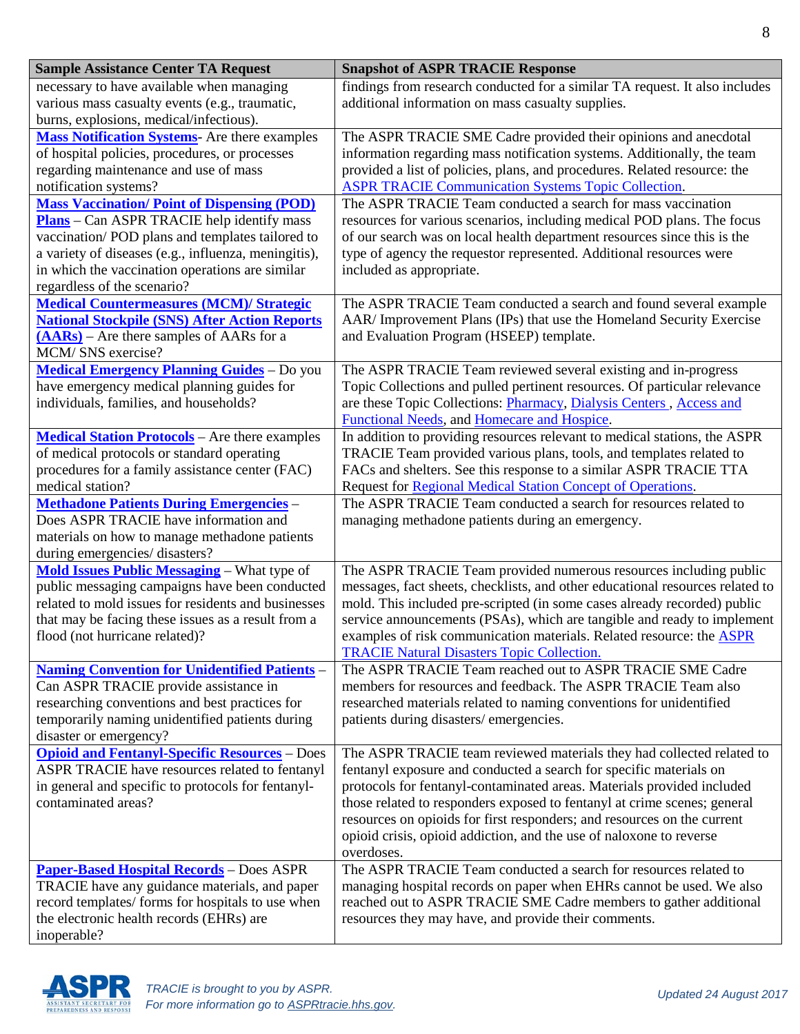| Sample Assistance Center TA Request | Snapshot of ASPR TRACIE Response |
|---|---|
| necessary to have available when managing various mass casualty events (e.g., traumatic, burns, explosions, medical/infectious). | findings from research conducted for a similar TA request. It also includes additional information on mass casualty supplies. |
| **Mass Notification Systems**- Are there examples of hospital policies, procedures, or processes regarding maintenance and use of mass notification systems? | The ASPR TRACIE SME Cadre provided their opinions and anecdotal information regarding mass notification systems. Additionally, the team provided a list of policies, plans, and procedures. Related resource: the ASPR TRACIE Communication Systems Topic Collection. |
| **Mass Vaccination/ Point of Dispensing (POD) Plans** – Can ASPR TRACIE help identify mass vaccination/ POD plans and templates tailored to a variety of diseases (e.g., influenza, meningitis), in which the vaccination operations are similar regardless of the scenario? | The ASPR TRACIE Team conducted a search for mass vaccination resources for various scenarios, including medical POD plans. The focus of our search was on local health department resources since this is the type of agency the requestor represented. Additional resources were included as appropriate. |
| **Medical Countermeasures (MCM)/ Strategic National Stockpile (SNS) After Action Reports (AARs)** – Are there samples of AARs for a MCM/ SNS exercise? | The ASPR TRACIE Team conducted a search and found several example AAR/ Improvement Plans (IPs) that use the Homeland Security Exercise and Evaluation Program (HSEEP) template. |
| **Medical Emergency Planning Guides** – Do you have emergency medical planning guides for individuals, families, and households? | The ASPR TRACIE Team reviewed several existing and in-progress Topic Collections and pulled pertinent resources. Of particular relevance are these Topic Collections: Pharmacy, Dialysis Centers , Access and Functional Needs, and Homecare and Hospice. |
| **Medical Station Protocols** – Are there examples of medical protocols or standard operating procedures for a family assistance center (FAC) medical station? | In addition to providing resources relevant to medical stations, the ASPR TRACIE Team provided various plans, tools, and templates related to FACs and shelters. See this response to a similar ASPR TRACIE TTA Request for Regional Medical Station Concept of Operations. |
| **Methadone Patients During Emergencies** – Does ASPR TRACIE have information and materials on how to manage methadone patients during emergencies/ disasters? | The ASPR TRACIE Team conducted a search for resources related to managing methadone patients during an emergency. |
| **Mold Issues Public Messaging** – What type of public messaging campaigns have been conducted related to mold issues for residents and businesses that may be facing these issues as a result from a flood (not hurricane related)? | The ASPR TRACIE Team provided numerous resources including public messages, fact sheets, checklists, and other educational resources related to mold. This included pre-scripted (in some cases already recorded) public service announcements (PSAs), which are tangible and ready to implement examples of risk communication materials. Related resource: the ASPR TRACIE Natural Disasters Topic Collection. |
| **Naming Convention for Unidentified Patients** – Can ASPR TRACIE provide assistance in researching conventions and best practices for temporarily naming unidentified patients during disaster or emergency? | The ASPR TRACIE Team reached out to ASPR TRACIE SME Cadre members for resources and feedback. The ASPR TRACIE Team also researched materials related to naming conventions for unidentified patients during disasters/ emergencies. |
| **Opioid and Fentanyl-Specific Resources** – Does ASPR TRACIE have resources related to fentanyl in general and specific to protocols for fentanyl-contaminated areas? | The ASPR TRACIE team reviewed materials they had collected related to fentanyl exposure and conducted a search for specific materials on protocols for fentanyl-contaminated areas. Materials provided included those related to responders exposed to fentanyl at crime scenes; general resources on opioids for first responders; and resources on the current opioid crisis, opioid addiction, and the use of naloxone to reverse overdoses. |
| **Paper-Based Hospital Records** – Does ASPR TRACIE have any guidance materials, and paper record templates/ forms for hospitals to use when the electronic health records (EHRs) are inoperable? | The ASPR TRACIE Team conducted a search for resources related to managing hospital records on paper when EHRs cannot be used. We also reached out to ASPR TRACIE SME Cadre members to gather additional resources they may have, and provide their comments. |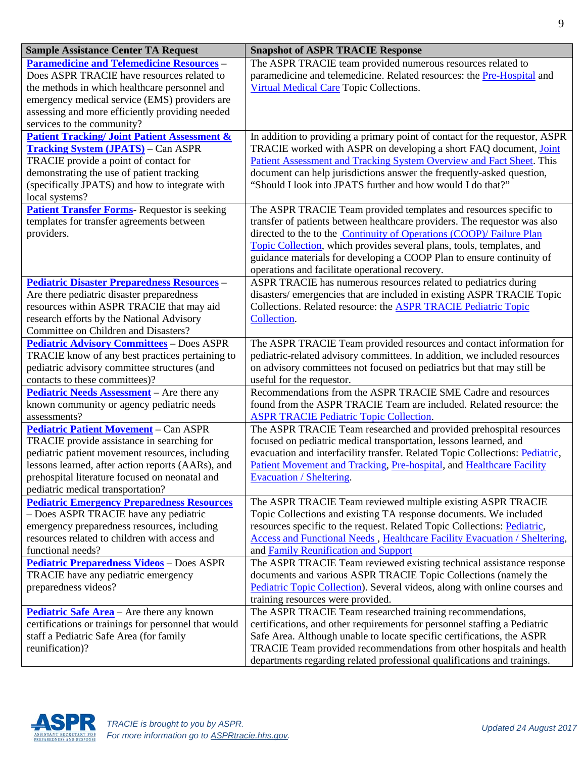| Sample Assistance Center TA Request | Snapshot of ASPR TRACIE Response |
|---|---|
| **Paramedicine and Telemedicine Resources** – Does ASPR TRACIE have resources related to the methods in which healthcare personnel and emergency medical service (EMS) providers are assessing and more efficiently providing needed services to the community? | The ASPR TRACIE team provided numerous resources related to paramedicine and telemedicine. Related resources: the Pre-Hospital and Virtual Medical Care Topic Collections. |
| **Patient Tracking/ Joint Patient Assessment & Tracking System (JPATS)** – Can ASPR TRACIE provide a point of contact for demonstrating the use of patient tracking (specifically JPATS) and how to integrate with local systems? | In addition to providing a primary point of contact for the requestor, ASPR TRACIE worked with ASPR on developing a short FAQ document, Joint Patient Assessment and Tracking System Overview and Fact Sheet. This document can help jurisdictions answer the frequently-asked question, "Should I look into JPATS further and how would I do that?" |
| **Patient Transfer Forms**- Requestor is seeking templates for transfer agreements between providers. | The ASPR TRACIE Team provided templates and resources specific to transfer of patients between healthcare providers. The requestor was also directed to the to the Continuity of Operations (COOP)/ Failure Plan Topic Collection, which provides several plans, tools, templates, and guidance materials for developing a COOP Plan to ensure continuity of operations and facilitate operational recovery. |
| **Pediatric Disaster Preparedness Resources** – Are there pediatric disaster preparedness resources within ASPR TRACIE that may aid research efforts by the National Advisory Committee on Children and Disasters? | ASPR TRACIE has numerous resources related to pediatrics during disasters/ emergencies that are included in existing ASPR TRACIE Topic Collections. Related resource: the ASPR TRACIE Pediatric Topic Collection. |
| **Pediatric Advisory Committees** – Does ASPR TRACIE know of any best practices pertaining to pediatric advisory committee structures (and contacts to these committees)? | The ASPR TRACIE Team provided resources and contact information for pediatric-related advisory committees. In addition, we included resources on advisory committees not focused on pediatrics but that may still be useful for the requestor. |
| **Pediatric Needs Assessment** – Are there any known community or agency pediatric needs assessments? | Recommendations from the ASPR TRACIE SME Cadre and resources found from the ASPR TRACIE Team are included. Related resource: the ASPR TRACIE Pediatric Topic Collection. |
| **Pediatric Patient Movement** – Can ASPR TRACIE provide assistance in searching for pediatric patient movement resources, including lessons learned, after action reports (AARs), and prehospital literature focused on neonatal and pediatric medical transportation? | The ASPR TRACIE Team researched and provided prehospital resources focused on pediatric medical transportation, lessons learned, and evacuation and interfacility transfer. Related Topic Collections: Pediatric, Patient Movement and Tracking, Pre-hospital, and Healthcare Facility Evacuation / Sheltering. |
| **Pediatric Emergency Preparedness Resources** – Does ASPR TRACIE have any pediatric emergency preparedness resources, including resources related to children with access and functional needs? | The ASPR TRACIE Team reviewed multiple existing ASPR TRACIE Topic Collections and existing TA response documents. We included resources specific to the request. Related Topic Collections: Pediatric, Access and Functional Needs , Healthcare Facility Evacuation / Sheltering, and Family Reunification and Support |
| **Pediatric Preparedness Videos** – Does ASPR TRACIE have any pediatric emergency preparedness videos? | The ASPR TRACIE Team reviewed existing technical assistance response documents and various ASPR TRACIE Topic Collections (namely the Pediatric Topic Collection). Several videos, along with online courses and training resources were provided. |
| **Pediatric Safe Area** – Are there any known certifications or trainings for personnel that would staff a Pediatric Safe Area (for family reunification)? | The ASPR TRACIE Team researched training recommendations, certifications, and other requirements for personnel staffing a Pediatric Safe Area. Although unable to locate specific certifications, the ASPR TRACIE Team provided recommendations from other hospitals and health departments regarding related professional qualifications and trainings. |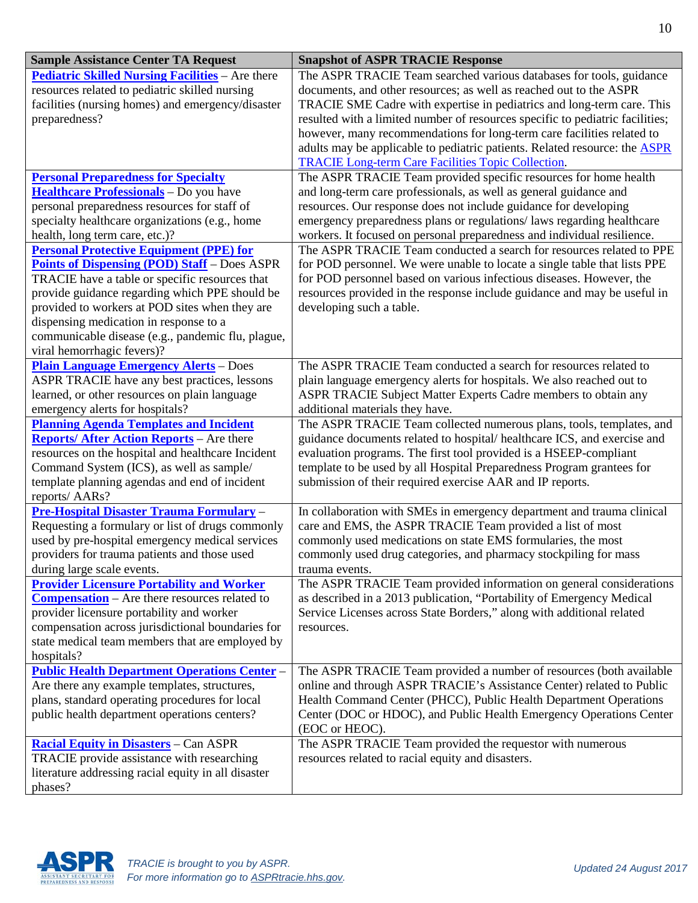| Sample Assistance Center TA Request | Snapshot of ASPR TRACIE Response |
|---|---|
| **Pediatric Skilled Nursing Facilities** – Are there resources related to pediatric skilled nursing facilities (nursing homes) and emergency/disaster preparedness? | The ASPR TRACIE Team searched various databases for tools, guidance documents, and other resources; as well as reached out to the ASPR TRACIE SME Cadre with expertise in pediatrics and long-term care. This resulted with a limited number of resources specific to pediatric facilities; however, many recommendations for long-term care facilities related to adults may be applicable to pediatric patients. Related resource: the ASPR TRACIE Long-term Care Facilities Topic Collection. |
| **Personal Preparedness for Specialty Healthcare Professionals** – Do you have personal preparedness resources for staff of specialty healthcare organizations (e.g., home health, long term care, etc.)? | The ASPR TRACIE Team provided specific resources for home health and long-term care professionals, as well as general guidance and resources. Our response does not include guidance for developing emergency preparedness plans or regulations/ laws regarding healthcare workers. It focused on personal preparedness and individual resilience. |
| **Personal Protective Equipment (PPE) for Points of Dispensing (POD) Staff** – Does ASPR TRACIE have a table or specific resources that provide guidance regarding which PPE should be provided to workers at POD sites when they are dispensing medication in response to a communicable disease (e.g., pandemic flu, plague, viral hemorrhagic fevers)? | The ASPR TRACIE Team conducted a search for resources related to PPE for POD personnel. We were unable to locate a single table that lists PPE for POD personnel based on various infectious diseases. However, the resources provided in the response include guidance and may be useful in developing such a table. |
| **Plain Language Emergency Alerts** – Does ASPR TRACIE have any best practices, lessons learned, or other resources on plain language emergency alerts for hospitals? | The ASPR TRACIE Team conducted a search for resources related to plain language emergency alerts for hospitals. We also reached out to ASPR TRACIE Subject Matter Experts Cadre members to obtain any additional materials they have. |
| **Planning Agenda Templates and Incident Reports/ After Action Reports** – Are there resources on the hospital and healthcare Incident Command System (ICS), as well as sample/ template planning agendas and end of incident reports/ AARs? | The ASPR TRACIE Team collected numerous plans, tools, templates, and guidance documents related to hospital/ healthcare ICS, and exercise and evaluation programs. The first tool provided is a HSEEP-compliant template to be used by all Hospital Preparedness Program grantees for submission of their required exercise AAR and IP reports. |
| **Pre-Hospital Disaster Trauma Formulary** – Requesting a formulary or list of drugs commonly used by pre-hospital emergency medical services providers for trauma patients and those used during large scale events. | In collaboration with SMEs in emergency department and trauma clinical care and EMS, the ASPR TRACIE Team provided a list of most commonly used medications on state EMS formularies, the most commonly used drug categories, and pharmacy stockpiling for mass trauma events. |
| **Provider Licensure Portability and Worker Compensation** – Are there resources related to provider licensure portability and worker compensation across jurisdictional boundaries for state medical team members that are employed by hospitals? | The ASPR TRACIE Team provided information on general considerations as described in a 2013 publication, "Portability of Emergency Medical Service Licenses across State Borders," along with additional related resources. |
| **Public Health Department Operations Center** – Are there any example templates, structures, plans, standard operating procedures for local public health department operations centers? | The ASPR TRACIE Team provided a number of resources (both available online and through ASPR TRACIE's Assistance Center) related to Public Health Command Center (PHCC), Public Health Department Operations Center (DOC or HDOC), and Public Health Emergency Operations Center (EOC or HEOC). |
| **Racial Equity in Disasters** – Can ASPR TRACIE provide assistance with researching literature addressing racial equity in all disaster phases? | The ASPR TRACIE Team provided the requestor with numerous resources related to racial equity and disasters. |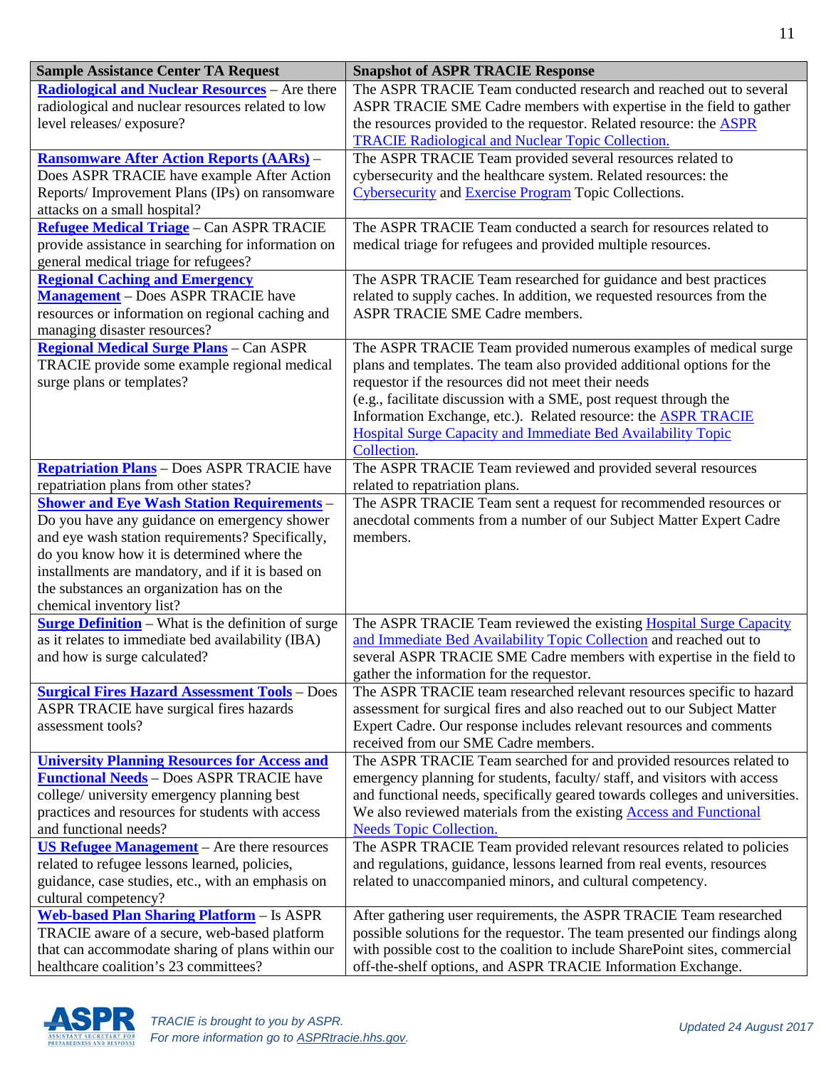| Sample Assistance Center TA Request | Snapshot of ASPR TRACIE Response |
|---|---|
| **Radiological and Nuclear Resources** – Are there radiological and nuclear resources related to low level releases/ exposure? | The ASPR TRACIE Team conducted research and reached out to several ASPR TRACIE SME Cadre members with expertise in the field to gather the resources provided to the requestor. Related resource: the ASPR TRACIE Radiological and Nuclear Topic Collection. |
| **Ransomware After Action Reports (AARs)** – Does ASPR TRACIE have example After Action Reports/ Improvement Plans (IPs) on ransomware attacks on a small hospital? | The ASPR TRACIE Team provided several resources related to cybersecurity and the healthcare system. Related resources: the Cybersecurity and Exercise Program Topic Collections. |
| **Refugee Medical Triage** – Can ASPR TRACIE provide assistance in searching for information on general medical triage for refugees? | The ASPR TRACIE Team conducted a search for resources related to medical triage for refugees and provided multiple resources. |
| **Regional Caching and Emergency Management** – Does ASPR TRACIE have resources or information on regional caching and managing disaster resources? | The ASPR TRACIE Team researched for guidance and best practices related to supply caches. In addition, we requested resources from the ASPR TRACIE SME Cadre members. |
| **Regional Medical Surge Plans** – Can ASPR TRACIE provide some example regional medical surge plans or templates? | The ASPR TRACIE Team provided numerous examples of medical surge plans and templates. The team also provided additional options for the requestor if the resources did not meet their needs (e.g., facilitate discussion with a SME, post request through the Information Exchange, etc.). Related resource: the ASPR TRACIE Hospital Surge Capacity and Immediate Bed Availability Topic Collection. |
| **Repatriation Plans** – Does ASPR TRACIE have repatriation plans from other states? | The ASPR TRACIE Team reviewed and provided several resources related to repatriation plans. |
| **Shower and Eye Wash Station Requirements** – Do you have any guidance on emergency shower and eye wash station requirements? Specifically, do you know how it is determined where the installments are mandatory, and if it is based on the substances an organization has on the chemical inventory list? | The ASPR TRACIE Team sent a request for recommended resources or anecdotal comments from a number of our Subject Matter Expert Cadre members. |
| **Surge Definition** – What is the definition of surge as it relates to immediate bed availability (IBA) and how is surge calculated? | The ASPR TRACIE Team reviewed the existing Hospital Surge Capacity and Immediate Bed Availability Topic Collection and reached out to several ASPR TRACIE SME Cadre members with expertise in the field to gather the information for the requestor. |
| **Surgical Fires Hazard Assessment Tools** – Does ASPR TRACIE have surgical fires hazards assessment tools? | The ASPR TRACIE team researched relevant resources specific to hazard assessment for surgical fires and also reached out to our Subject Matter Expert Cadre. Our response includes relevant resources and comments received from our SME Cadre members. |
| **University Planning Resources for Access and Functional Needs** – Does ASPR TRACIE have college/ university emergency planning best practices and resources for students with access and functional needs? | The ASPR TRACIE Team searched for and provided resources related to emergency planning for students, faculty/ staff, and visitors with access and functional needs, specifically geared towards colleges and universities. We also reviewed materials from the existing Access and Functional Needs Topic Collection. |
| **US Refugee Management** – Are there resources related to refugee lessons learned, policies, guidance, case studies, etc., with an emphasis on cultural competency? | The ASPR TRACIE Team provided relevant resources related to policies and regulations, guidance, lessons learned from real events, resources related to unaccompanied minors, and cultural competency. |
| **Web-based Plan Sharing Platform** – Is ASPR TRACIE aware of a secure, web-based platform that can accommodate sharing of plans within our healthcare coalition's 23 committees? | After gathering user requirements, the ASPR TRACIE Team researched possible solutions for the requestor. The team presented our findings along with possible cost to the coalition to include SharePoint sites, commercial off-the-shelf options, and ASPR TRACIE Information Exchange. |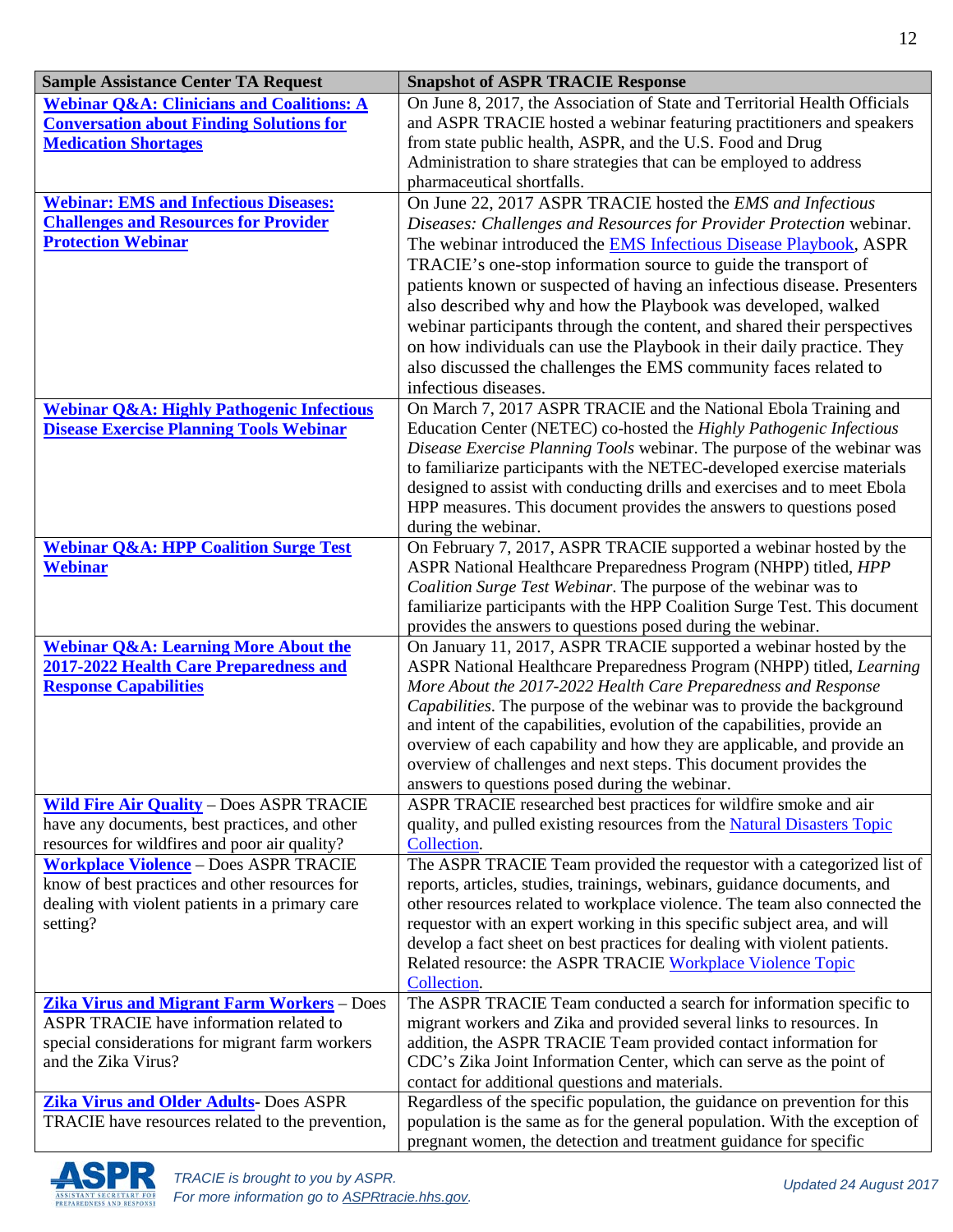| Sample Assistance Center TA Request | Snapshot of ASPR TRACIE Response |
|---|---|
| **Webinar Q&A: Clinicians and Coalitions: A Conversation about Finding Solutions for Medication Shortages** | On June 8, 2017, the Association of State and Territorial Health Officials and ASPR TRACIE hosted a webinar featuring practitioners and speakers from state public health, ASPR, and the U.S. Food and Drug Administration to share strategies that can be employed to address pharmaceutical shortfalls. |
| **Webinar: EMS and Infectious Diseases: Challenges and Resources for Provider Protection Webinar** | On June 22, 2017 ASPR TRACIE hosted the *EMS and Infectious Diseases: Challenges and Resources for Provider Protection* webinar. The webinar introduced the EMS Infectious Disease Playbook, ASPR TRACIE's one-stop information source to guide the transport of patients known or suspected of having an infectious disease. Presenters also described why and how the Playbook was developed, walked webinar participants through the content, and shared their perspectives on how individuals can use the Playbook in their daily practice. They also discussed the challenges the EMS community faces related to infectious diseases. |
| **Webinar Q&A: Highly Pathogenic Infectious Disease Exercise Planning Tools Webinar** | On March 7, 2017 ASPR TRACIE and the National Ebola Training and Education Center (NETEC) co-hosted the *Highly Pathogenic Infectious Disease Exercise Planning Tools* webinar. The purpose of the webinar was to familiarize participants with the NETEC-developed exercise materials designed to assist with conducting drills and exercises and to meet Ebola HPP measures. This document provides the answers to questions posed during the webinar. |
| **Webinar Q&A: HPP Coalition Surge Test Webinar** | On February 7, 2017, ASPR TRACIE supported a webinar hosted by the ASPR National Healthcare Preparedness Program (NHPP) titled, *HPP Coalition Surge Test Webinar*. The purpose of the webinar was to familiarize participants with the HPP Coalition Surge Test. This document provides the answers to questions posed during the webinar. |
| **Webinar Q&A: Learning More About the 2017-2022 Health Care Preparedness and Response Capabilities** | On January 11, 2017, ASPR TRACIE supported a webinar hosted by the ASPR National Healthcare Preparedness Program (NHPP) titled, *Learning More About the 2017-2022 Health Care Preparedness and Response Capabilities*. The purpose of the webinar was to provide the background and intent of the capabilities, evolution of the capabilities, provide an overview of each capability and how they are applicable, and provide an overview of challenges and next steps. This document provides the answers to questions posed during the webinar. |
| **Wild Fire Air Quality** – Does ASPR TRACIE have any documents, best practices, and other resources for wildfires and poor air quality? | ASPR TRACIE researched best practices for wildfire smoke and air quality, and pulled existing resources from the Natural Disasters Topic Collection. |
| **Workplace Violence** – Does ASPR TRACIE know of best practices and other resources for dealing with violent patients in a primary care setting? | The ASPR TRACIE Team provided the requestor with a categorized list of reports, articles, studies, trainings, webinars, guidance documents, and other resources related to workplace violence. The team also connected the requestor with an expert working in this specific subject area, and will develop a fact sheet on best practices for dealing with violent patients. Related resource: the ASPR TRACIE Workplace Violence Topic Collection. |
| **Zika Virus and Migrant Farm Workers** – Does ASPR TRACIE have information related to special considerations for migrant farm workers and the Zika Virus? | The ASPR TRACIE Team conducted a search for information specific to migrant workers and Zika and provided several links to resources. In addition, the ASPR TRACIE Team provided contact information for CDC's Zika Joint Information Center, which can serve as the point of contact for additional questions and materials. |
| **Zika Virus and Older Adults**- Does ASPR TRACIE have resources related to the prevention, | Regardless of the specific population, the guidance on prevention for this population is the same as for the general population. With the exception of pregnant women, the detection and treatment guidance for specific |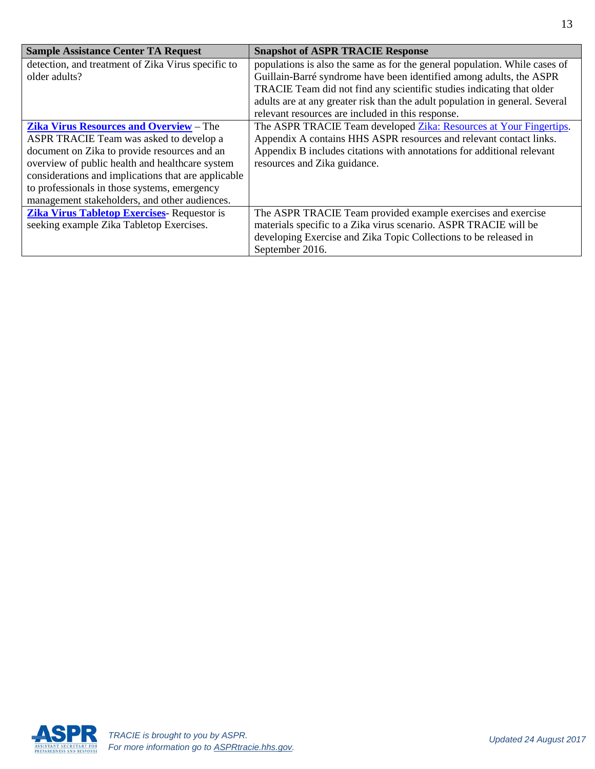| Sample Assistance Center TA Request | Snapshot of ASPR TRACIE Response |
| --- | --- |
| detection, and treatment of Zika Virus specific to older adults? | populations is also the same as for the general population. While cases of Guillain-Barré syndrome have been identified among adults, the ASPR TRACIE Team did not find any scientific studies indicating that older adults are at any greater risk than the adult population in general. Several relevant resources are included in this response. |
| **Zika Virus Resources and Overview** – The ASPR TRACIE Team was asked to develop a document on Zika to provide resources and an overview of public health and healthcare system considerations and implications that are applicable to professionals in those systems, emergency management stakeholders, and other audiences. | The ASPR TRACIE Team developed Zika: Resources at Your Fingertips. Appendix A contains HHS ASPR resources and relevant contact links. Appendix B includes citations with annotations for additional relevant resources and Zika guidance. |
| **Zika Virus Tabletop Exercises**- Requestor is seeking example Zika Tabletop Exercises. | The ASPR TRACIE Team provided example exercises and exercise materials specific to a Zika virus scenario. ASPR TRACIE will be developing Exercise and Zika Topic Collections to be released in September 2016. |